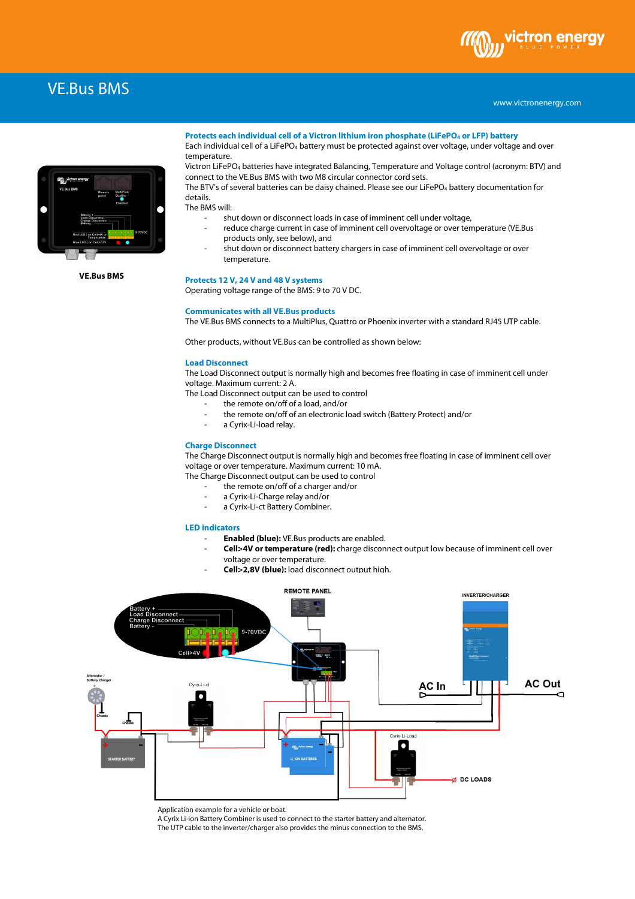# VE.Bus BMS

VE.Bus BMS

### Protects each individual cell of a Victron lithium iron phosphate ($LiFePO_4$ or LFP) battery

Each individual cell of a $LiFePO_4$ battery must be protected against over voltage, under voltage and over temperature.

Victron $LiFePO_4$ batteries have integrated Balancing, Temperature and Voltage control (acronym: BTV) and connect to the VE.Bus BMS with two M8 circular connector cord sets.

The BTV's of several batteries can be daisy chained. Please see our $LiFePO_4$ battery documentation for details.

The BMS will:

- shut down or disconnect loads in case of imminent cell under voltage,
- reduce charge current in case of imminent cell overvoltage or over temperature (VE.Bus products only, see below), and
- shut down or disconnect battery chargers in case of imminent cell overvoltage or over temperature.

### Protects 12 V, 24 V and 48 V systems

Operating voltage range of the BMS: 9 to 70 V DC.

### Communicates with all VE.Bus products

The VE.Bus BMS connects to a MultiPlus, Quattro or Phoenix inverter with a standard RJ45 UTP cable.

Other products, without VE.Bus can be controlled as shown below:

### Load Disconnect

The Load Disconnect output is normally high and becomes free floating in case of imminent cell under voltage. Maximum current: 2 A.

The Load Disconnect output can be used to control

- the remote on/off of a load, and/or
- the remote on/off of an electronic load switch (Battery Protect) and/or
- a Cyrix-Li-load relay.

### Charge Disconnect

The Charge Disconnect output is normally high and becomes free floating in case of imminent cell over voltage or over temperature. Maximum current: 10 mA.

The Charge Disconnect output can be used to control

- the remote on/off of a charger and/or
- a Cyrix-Li-Charge relay and/or
- a Cyrix-Li-ct Battery Combiner.

### LED indicators

- **Enabled (blue):** VE.Bus products are enabled.
- **Cell>4V or temperature (red):** charge disconnect output low because of imminent cell over voltage or over temperature.
- **Cell>2,8V (blue):** load disconnect output high.

Application example for a vehicle or boat.
A Cyrix Li-ion Battery Combiner is used to connect to the starter battery and alternator.
The UTP cable to the inverter/charger also provides the minus connection to the BMS.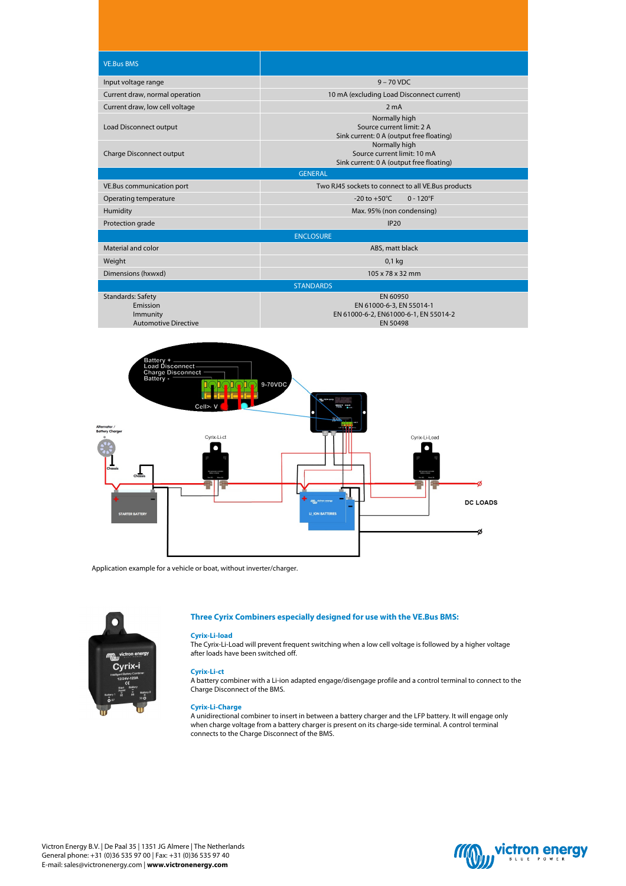| VE.Bus BMS | |
|---|---|
| Input voltage range | 9 – 70 VDC |
| Current draw, normal operation | 10 mA (excluding Load Disconnect current) |
| Current draw, low cell voltage | 2 mA |
| Load Disconnect output | Normally high<br>Source current limit: 2 A<br>Sink current: 0 A (output free floating) |
| Charge Disconnect output | Normally high<br>Source current limit: 10 mA<br>Sink current: 0 A (output free floating) |
| GENERAL | |
| VE.Bus communication port | Two RJ45 sockets to connect to all VE.Bus products |
| Operating temperature | -20 to +50°C 0 - 120°F |
| Humidity | Max. 95% (non condensing) |
| Protection grade | IP20 |
| ENCLOSURE | |
| Material and color | ABS, matt black |
| Weight | 0,1 kg |
| Dimensions (hxwxd) | 105 x 78 x 32 mm |
| STANDARDS | |
| Standards: Safety<br>Emission<br>Immunity<br>Automotive Directive | EN 60950<br>EN 61000-6-3, EN 55014-1<br>EN 61000-6-2, EN61000-6-1, EN 55014-2<br>EN 50498 |

Battery +
Load Disconnect
Charge Disconnect
Battery -
9-70VDC
Cell>_V
Alternator / Battery Charger
Chassis
Chassis
Cyrix-Li-ct
Cyrix-Li-Load
STARTER BATTERY
LI_ION BATTERIES
DC LOADS

Application example for a vehicle or boat, without inverter/charger.

### Three Cyrix Combiners especially designed for use with the VE.Bus BMS:

**Cyrix-Li-load**
The Cyrix-Li-Load will prevent frequent switching when a low cell voltage is followed by a higher voltage after loads have been switched off.

**Cyrix-Li-ct**
A battery combiner with a Li-ion adapted engage/disengage profile and a control terminal to connect to the Charge Disconnect of the BMS.

**Cyrix-Li-Charge**
A unidirectional combiner to insert in between a battery charger and the LFP battery. It will engage only when charge voltage from a battery charger is present on its charge-side terminal. A control terminal connects to the Charge Disconnect of the BMS.

Victron Energy B.V. | De Paal 35 | 1351 JG Almere | The Netherlands
General phone: +31 (0)36 535 97 00 | Fax: +31 (0)36 535 97 40
E-mail: sales@victronenergy.com | **www.victronenergy.com**